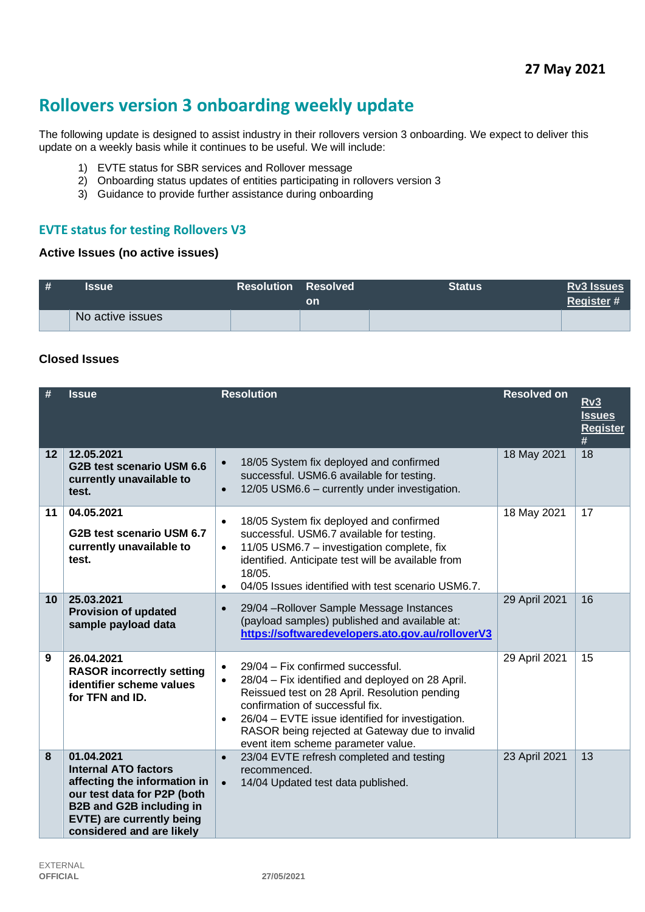**27 May 2021**

# Rollovers version 3 onboarding weekly update

The following update is designed to assist industry in their rollovers version 3 onboarding. We expect to deliver this update on a weekly basis while it continues to be useful. We will include:

1) EVTE status for SBR services and Rollover message
2) Onboarding status updates of entities participating in rollovers version 3
3) Guidance to provide further assistance during onboarding

## EVTE status for testing Rollovers V3

### Active Issues (no active issues)

| # | Issue | Resolution | Resolved on | Status | Rv3 Issues Register # |
|---|---|---|---|---|---|
| | No active issues | | | | |

### Closed Issues

| # | Issue | Resolution | Resolved on | Rv3 Issues Register # |
|---|---|---|---|---|
| 12 | **12.05.2021**<br>**G2B test scenario USM 6.6 currently unavailable to test.** | • 18/05 System fix deployed and confirmed successful. USM6.6 available for testing.<br>• 12/05 USM6.6 – currently under investigation. | 18 May 2021 | 18 |
| 11 | **04.05.2021**<br>**G2B test scenario USM 6.7 currently unavailable to test.** | • 18/05 System fix deployed and confirmed successful. USM6.7 available for testing.<br>• 11/05 USM6.7 – investigation complete, fix identified. Anticipate test will be available from 18/05.<br>• 04/05 Issues identified with test scenario USM6.7. | 18 May 2021 | 17 |
| 10 | **25.03.2021**<br>**Provision of updated sample payload data** | • 29/04 –Rollover Sample Message Instances (payload samples) published and available at: https://softwaredevelopers.ato.gov.au/rolloverV3 | 29 April 2021 | 16 |
| 9 | **26.04.2021**<br>**RASOR incorrectly setting identifier scheme values for TFN and ID.** | • 29/04 – Fix confirmed successful.<br>• 28/04 – Fix identified and deployed on 28 April. Reissued test on 28 April. Resolution pending confirmation of successful fix.<br>• 26/04 – EVTE issue identified for investigation. RASOR being rejected at Gateway due to invalid event item scheme parameter value. | 29 April 2021 | 15 |
| 8 | **01.04.2021**<br>**Internal ATO factors affecting the information in our test data for P2P (both B2B and G2B including in EVTE) are currently being considered and are likely** | • 23/04 EVTE refresh completed and testing recommenced.<br>• 14/04 Updated test data published. | 23 April 2021 | 13 |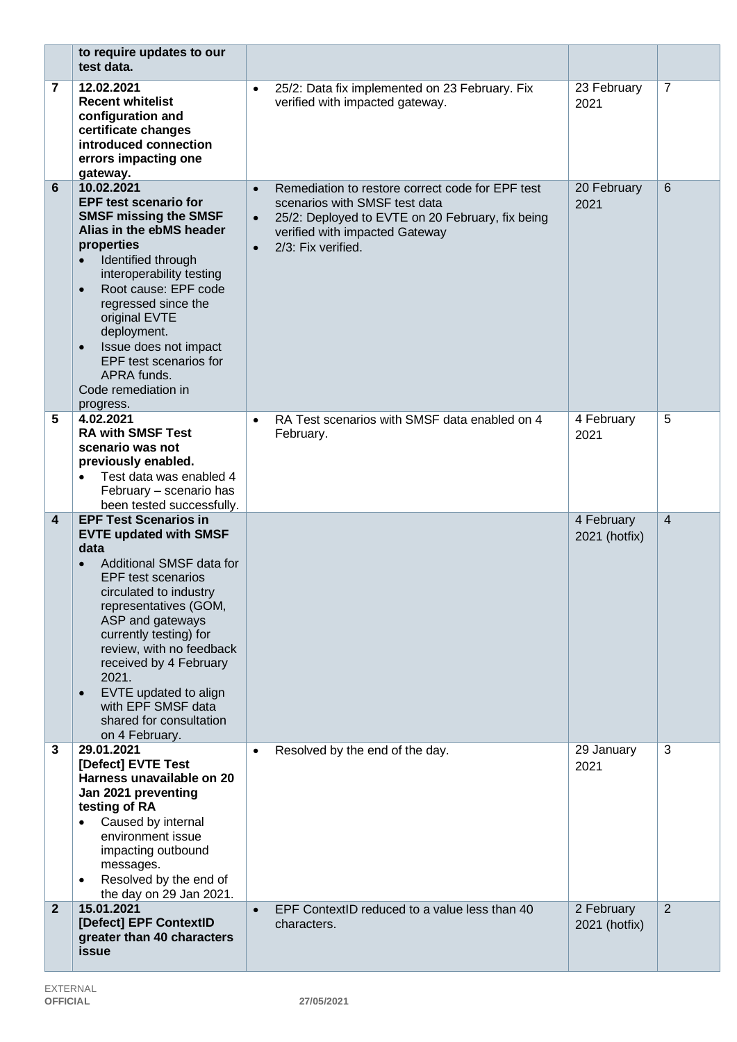| | | | | |
|---|---|---|---|---|
| | **to require updates to our test data.** | | | |
| **7** | **12.02.2021**<br>**Recent whitelist configuration and certificate changes introduced connection errors impacting one gateway.** | • 25/2: Data fix implemented on 23 February. Fix verified with impacted gateway. | 23 February 2021 | 7 |
| **6** | **10.02.2021**<br>**EPF test scenario for SMSF missing the SMSF Alias in the ebMS header properties**<br>• Identified through interoperability testing<br>• Root cause: EPF code regressed since the original EVTE deployment.<br>• Issue does not impact EPF test scenarios for APRA funds.<br>Code remediation in progress. | • Remediation to restore correct code for EPF test scenarios with SMSF test data<br>• 25/2: Deployed to EVTE on 20 February, fix being verified with impacted Gateway<br>• 2/3: Fix verified. | 20 February 2021 | 6 |
| **5** | **4.02.2021**<br>**RA with SMSF Test scenario was not previously enabled.**<br>• Test data was enabled 4 February – scenario has been tested successfully. | • RA Test scenarios with SMSF data enabled on 4 February. | 4 February 2021 | 5 |
| **4** | **EPF Test Scenarios in EVTE updated with SMSF data**<br>• Additional SMSF data for EPF test scenarios circulated to industry representatives (GOM, ASP and gateways currently testing) for review, with no feedback received by 4 February 2021.<br>• EVTE updated to align with EPF SMSF data shared for consultation on 4 February. | | 4 February 2021 (hotfix) | 4 |
| **3** | **29.01.2021**<br>**[Defect] EVTE Test Harness unavailable on 20 Jan 2021 preventing testing of RA**<br>• Caused by internal environment issue impacting outbound messages.<br>• Resolved by the end of the day on 29 Jan 2021. | • Resolved by the end of the day. | 29 January 2021 | 3 |
| **2** | **15.01.2021**<br>**[Defect] EPF ContextID greater than 40 characters issue** | • EPF ContextID reduced to a value less than 40 characters. | 2 February 2021 (hotfix) | 2 |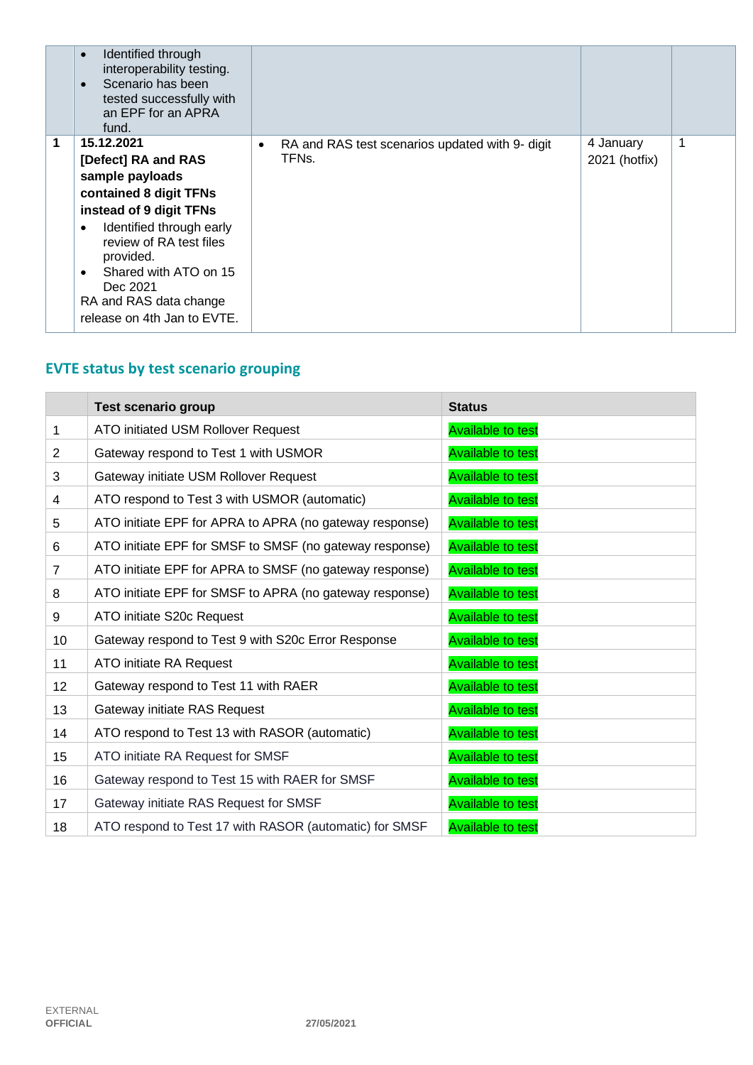|  |  |  |  |  |
|---|---|---|---|---|
|  | • Identified through interoperability testing.<br>• Scenario has been tested successfully with an EPF for an APRA fund. |  |  |  |
| **1** | **15.12.2021**<br>**[Defect] RA and RAS sample payloads contained 8 digit TFNs instead of 9 digit TFNs**<br>• Identified through early review of RA test files provided.<br>• Shared with ATO on 15 Dec 2021<br>RA and RAS data change release on 4th Jan to EVTE. | • RA and RAS test scenarios updated with 9- digit TFNs. | 4 January 2021 (hotfix) | 1 |

## EVTE status by test scenario grouping

|  | Test scenario group | Status |
|---|---|---|
| 1 | ATO initiated USM Rollover Request | Available to test |
| 2 | Gateway respond to Test 1 with USMOR | Available to test |
| 3 | Gateway initiate USM Rollover Request | Available to test |
| 4 | ATO respond to Test 3 with USMOR (automatic) | Available to test |
| 5 | ATO initiate EPF for APRA to APRA (no gateway response) | Available to test |
| 6 | ATO initiate EPF for SMSF to SMSF (no gateway response) | Available to test |
| 7 | ATO initiate EPF for APRA to SMSF (no gateway response) | Available to test |
| 8 | ATO initiate EPF for SMSF to APRA (no gateway response) | Available to test |
| 9 | ATO initiate S20c Request | Available to test |
| 10 | Gateway respond to Test 9 with S20c Error Response | Available to test |
| 11 | ATO initiate RA Request | Available to test |
| 12 | Gateway respond to Test 11 with RAER | Available to test |
| 13 | Gateway initiate RAS Request | Available to test |
| 14 | ATO respond to Test 13 with RASOR (automatic) | Available to test |
| 15 | ATO initiate RA Request for SMSF | Available to test |
| 16 | Gateway respond to Test 15 with RAER for SMSF | Available to test |
| 17 | Gateway initiate RAS Request for SMSF | Available to test |
| 18 | ATO respond to Test 17 with RASOR (automatic) for SMSF | Available to test |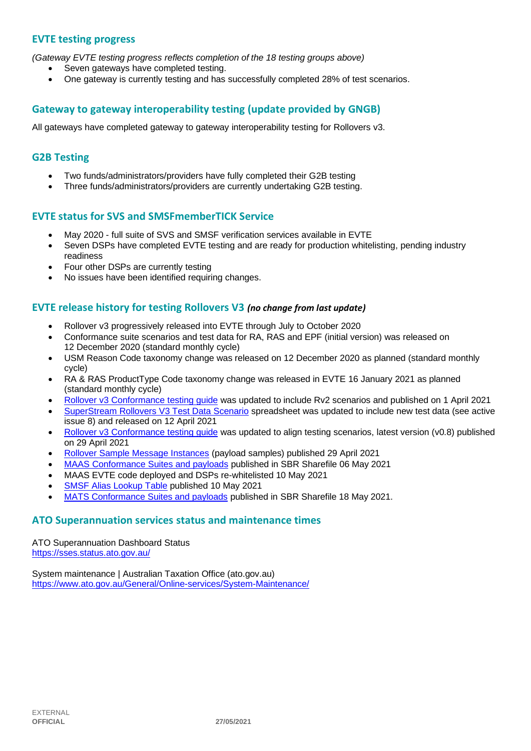## EVTE testing progress

*(Gateway EVTE testing progress reflects completion of the 18 testing groups above)*

- Seven gateways have completed testing.
- One gateway is currently testing and has successfully completed 28% of test scenarios.

## Gateway to gateway interoperability testing (update provided by GNGB)

All gateways have completed gateway to gateway interoperability testing for Rollovers v3.

## G2B Testing

- Two funds/administrators/providers have fully completed their G2B testing
- Three funds/administrators/providers are currently undertaking G2B testing.

## EVTE status for SVS and SMSFmemberTICK Service

- May 2020 - full suite of SVS and SMSF verification services available in EVTE
- Seven DSPs have completed EVTE testing and are ready for production whitelisting, pending industry readiness
- Four other DSPs are currently testing
- No issues have been identified requiring changes.

## EVTE release history for testing Rollovers V3 *(no change from last update)*

- Rollover v3 progressively released into EVTE through July to October 2020
- Conformance suite scenarios and test data for RA, RAS and EPF (initial version) was released on 12 December 2020 (standard monthly cycle)
- USM Reason Code taxonomy change was released on 12 December 2020 as planned (standard monthly cycle)
- RA & RAS ProductType Code taxonomy change was released in EVTE 16 January 2021 as planned (standard monthly cycle)
- Rollover v3 Conformance testing guide was updated to include Rv2 scenarios and published on 1 April 2021
- SuperStream Rollovers V3 Test Data Scenario spreadsheet was updated to include new test data (see active issue 8) and released on 12 April 2021
- Rollover v3 Conformance testing guide was updated to align testing scenarios, latest version (v0.8) published on 29 April 2021
- Rollover Sample Message Instances (payload samples) published 29 April 2021
- MAAS Conformance Suites and payloads published in SBR Sharefile 06 May 2021
- MAAS EVTE code deployed and DSPs re-whitelisted 10 May 2021
- SMSF Alias Lookup Table published 10 May 2021
- MATS Conformance Suites and payloads published in SBR Sharefile 18 May 2021.

## ATO Superannuation services status and maintenance times

ATO Superannuation Dashboard Status
https://sses.status.ato.gov.au/

System maintenance | Australian Taxation Office (ato.gov.au)
https://www.ato.gov.au/General/Online-services/System-Maintenance/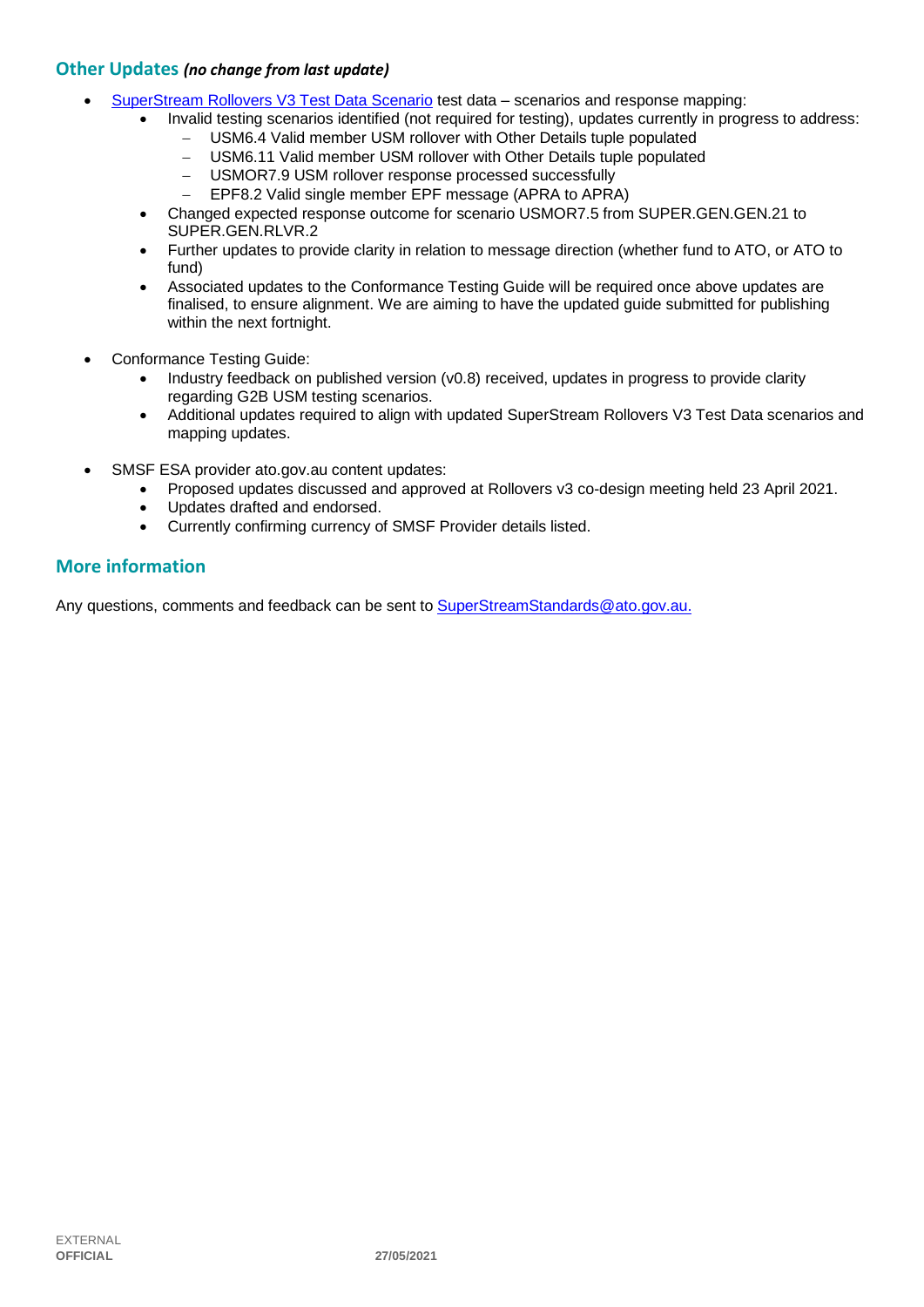## Other Updates *(no change from last update)*

- [SuperStream Rollovers V3 Test Data Scenario](#) test data – scenarios and response mapping:
  - Invalid testing scenarios identified (not required for testing), updates currently in progress to address:
    - USM6.4 Valid member USM rollover with Other Details tuple populated
    - USM6.11 Valid member USM rollover with Other Details tuple populated
    - USMOR7.9 USM rollover response processed successfully
    - EPF8.2 Valid single member EPF message (APRA to APRA)
  - Changed expected response outcome for scenario USMOR7.5 from SUPER.GEN.GEN.21 to SUPER.GEN.RLVR.2
  - Further updates to provide clarity in relation to message direction (whether fund to ATO, or ATO to fund)
  - Associated updates to the Conformance Testing Guide will be required once above updates are finalised, to ensure alignment. We are aiming to have the updated guide submitted for publishing within the next fortnight.

- Conformance Testing Guide:
  - Industry feedback on published version (v0.8) received, updates in progress to provide clarity regarding G2B USM testing scenarios.
  - Additional updates required to align with updated SuperStream Rollovers V3 Test Data scenarios and mapping updates.

- SMSF ESA provider ato.gov.au content updates:
  - Proposed updates discussed and approved at Rollovers v3 co-design meeting held 23 April 2021.
  - Updates drafted and endorsed.
  - Currently confirming currency of SMSF Provider details listed.

## More information

Any questions, comments and feedback can be sent to [SuperStreamStandards@ato.gov.au.](mailto:SuperStreamStandards@ato.gov.au)